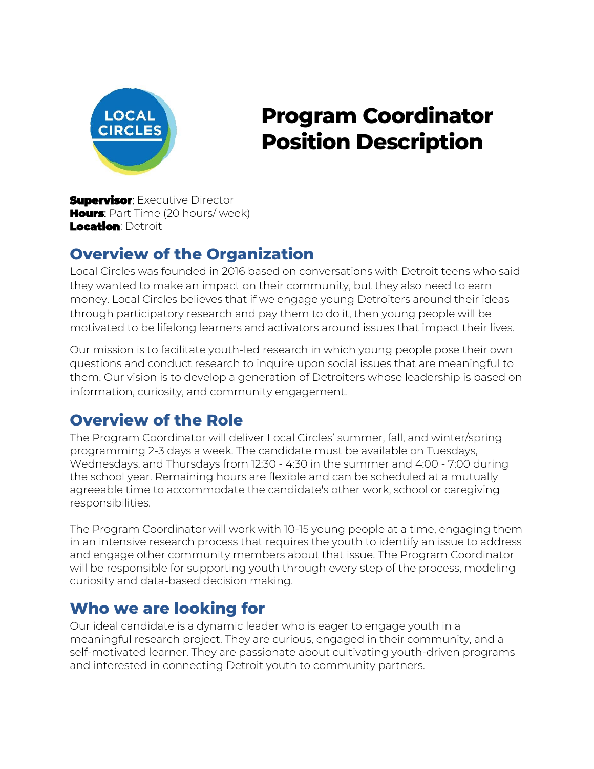# Program Coordinator Position Description

**Supervisor**: Executive Director
**Hours**: Part Time (20 hours/ week)
**Location**: Detroit

## Overview of the Organization

Local Circles was founded in 2016 based on conversations with Detroit teens who said they wanted to make an impact on their community, but they also need to earn money. Local Circles believes that if we engage young Detroiters around their ideas through participatory research and pay them to do it, then young people will be motivated to be lifelong learners and activators around issues that impact their lives.

Our mission is to facilitate youth-led research in which young people pose their own questions and conduct research to inquire upon social issues that are meaningful to them. Our vision is to develop a generation of Detroiters whose leadership is based on information, curiosity, and community engagement.

## Overview of the Role

The Program Coordinator will deliver Local Circles' summer, fall, and winter/spring programming 2-3 days a week. The candidate must be available on Tuesdays, Wednesdays, and Thursdays from 12:30 - 4:30 in the summer and 4:00 - 7:00 during the school year. Remaining hours are flexible and can be scheduled at a mutually agreeable time to accommodate the candidate's other work, school or caregiving responsibilities.

The Program Coordinator will work with 10-15 young people at a time, engaging them in an intensive research process that requires the youth to identify an issue to address and engage other community members about that issue. The Program Coordinator will be responsible for supporting youth through every step of the process, modeling curiosity and data-based decision making.

## Who we are looking for

Our ideal candidate is a dynamic leader who is eager to engage youth in a meaningful research project. They are curious, engaged in their community, and a self-motivated learner. They are passionate about cultivating youth-driven programs and interested in connecting Detroit youth to community partners.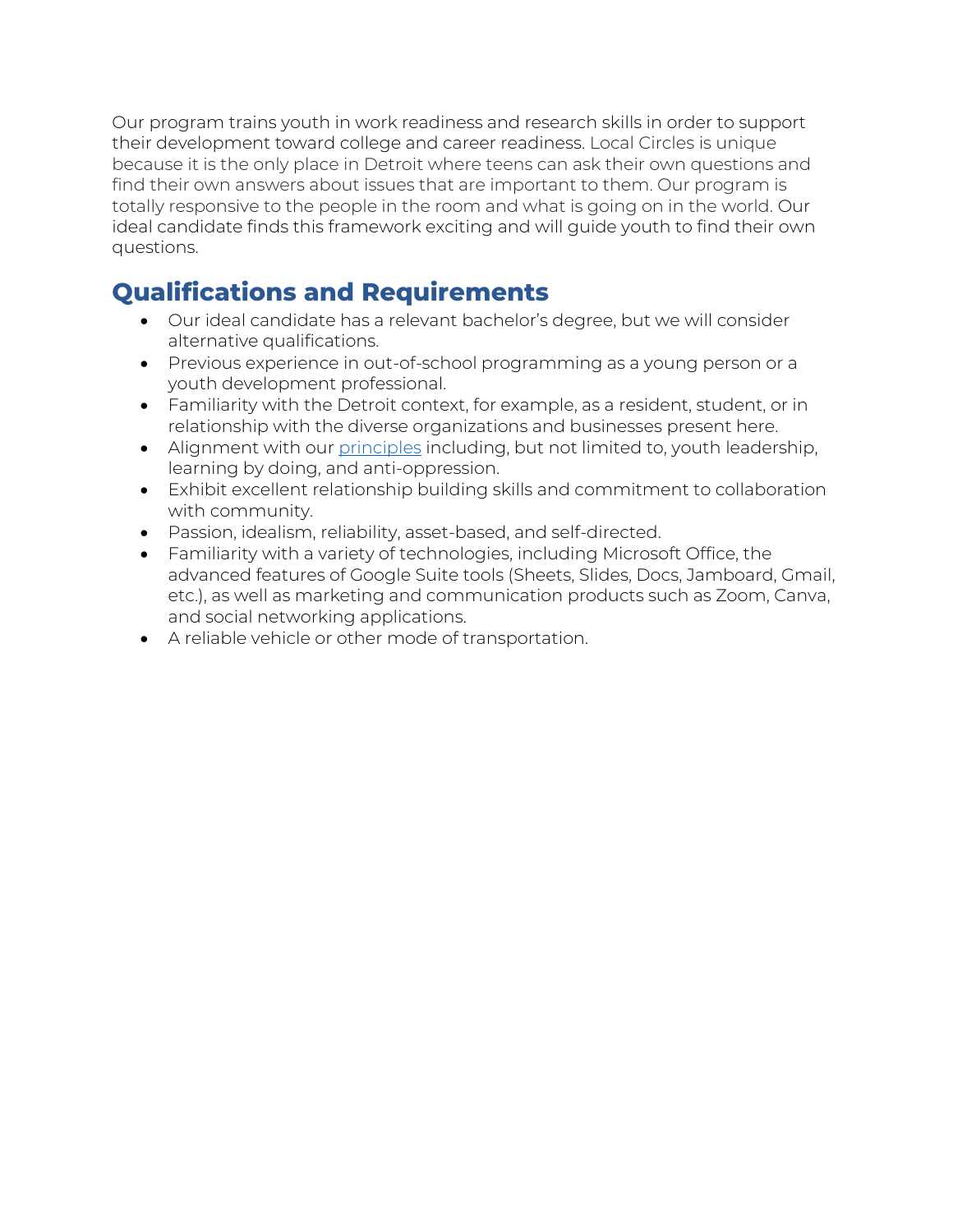Our program trains youth in work readiness and research skills in order to support their development toward college and career readiness. Local Circles is unique because it is the only place in Detroit where teens can ask their own questions and find their own answers about issues that are important to them. Our program is totally responsive to the people in the room and what is going on in the world. Our ideal candidate finds this framework exciting and will guide youth to find their own questions.

## Qualifications and Requirements

- Our ideal candidate has a relevant bachelor's degree, but we will consider alternative qualifications.
- Previous experience in out-of-school programming as a young person or a youth development professional.
- Familiarity with the Detroit context, for example, as a resident, student, or in relationship with the diverse organizations and businesses present here.
- Alignment with our principles including, but not limited to, youth leadership, learning by doing, and anti-oppression.
- Exhibit excellent relationship building skills and commitment to collaboration with community.
- Passion, idealism, reliability, asset-based, and self-directed.
- Familiarity with a variety of technologies, including Microsoft Office, the advanced features of Google Suite tools (Sheets, Slides, Docs, Jamboard, Gmail, etc.), as well as marketing and communication products such as Zoom, Canva, and social networking applications.
- A reliable vehicle or other mode of transportation.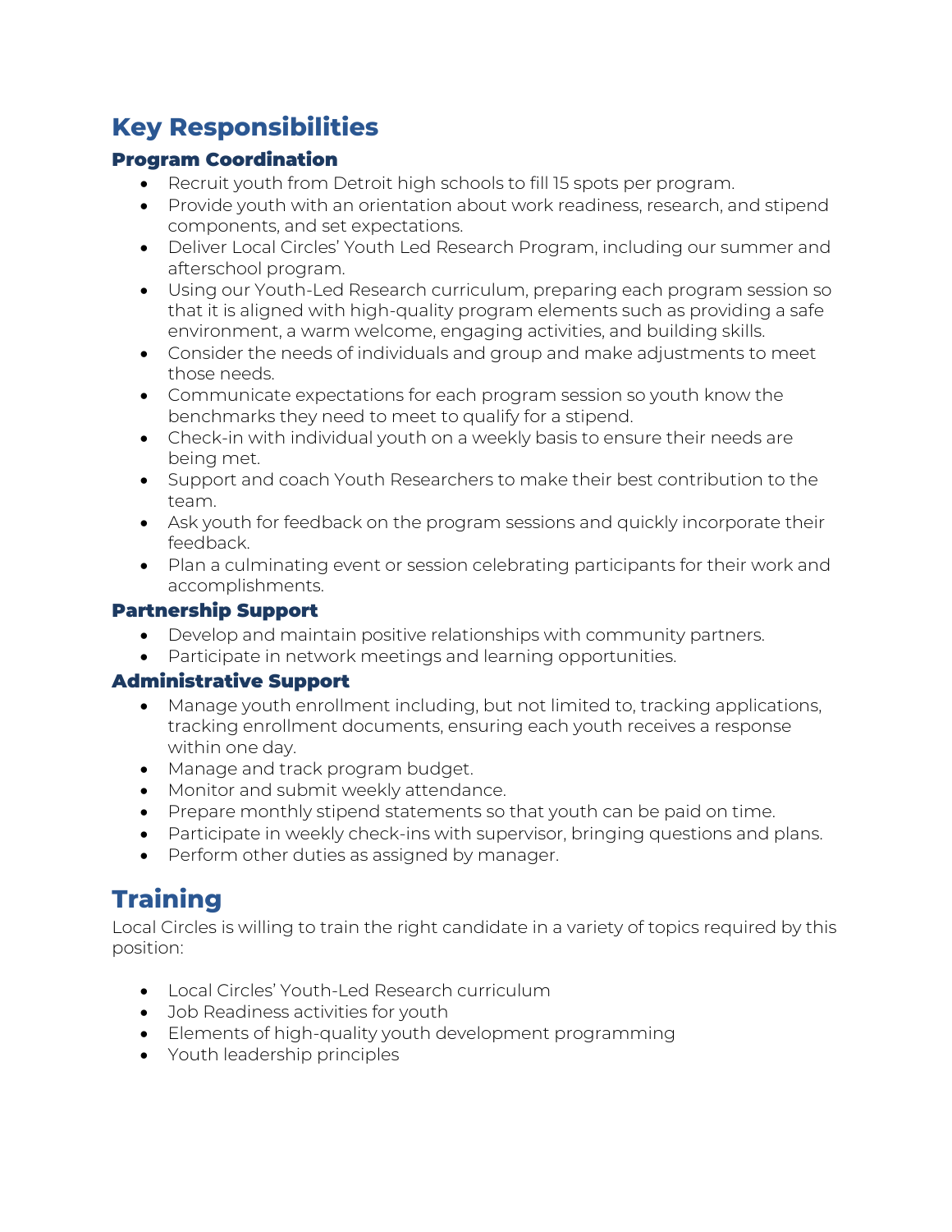# Key Responsibilities

### Program Coordination

- Recruit youth from Detroit high schools to fill 15 spots per program.
- Provide youth with an orientation about work readiness, research, and stipend components, and set expectations.
- Deliver Local Circles' Youth Led Research Program, including our summer and afterschool program.
- Using our Youth-Led Research curriculum, preparing each program session so that it is aligned with high-quality program elements such as providing a safe environment, a warm welcome, engaging activities, and building skills.
- Consider the needs of individuals and group and make adjustments to meet those needs.
- Communicate expectations for each program session so youth know the benchmarks they need to meet to qualify for a stipend.
- Check-in with individual youth on a weekly basis to ensure their needs are being met.
- Support and coach Youth Researchers to make their best contribution to the team.
- Ask youth for feedback on the program sessions and quickly incorporate their feedback.
- Plan a culminating event or session celebrating participants for their work and accomplishments.

### Partnership Support

- Develop and maintain positive relationships with community partners.
- Participate in network meetings and learning opportunities.

### Administrative Support

- Manage youth enrollment including, but not limited to, tracking applications, tracking enrollment documents, ensuring each youth receives a response within one day.
- Manage and track program budget.
- Monitor and submit weekly attendance.
- Prepare monthly stipend statements so that youth can be paid on time.
- Participate in weekly check-ins with supervisor, bringing questions and plans.
- Perform other duties as assigned by manager.

# Training

Local Circles is willing to train the right candidate in a variety of topics required by this position:

- Local Circles' Youth-Led Research curriculum
- Job Readiness activities for youth
- Elements of high-quality youth development programming
- Youth leadership principles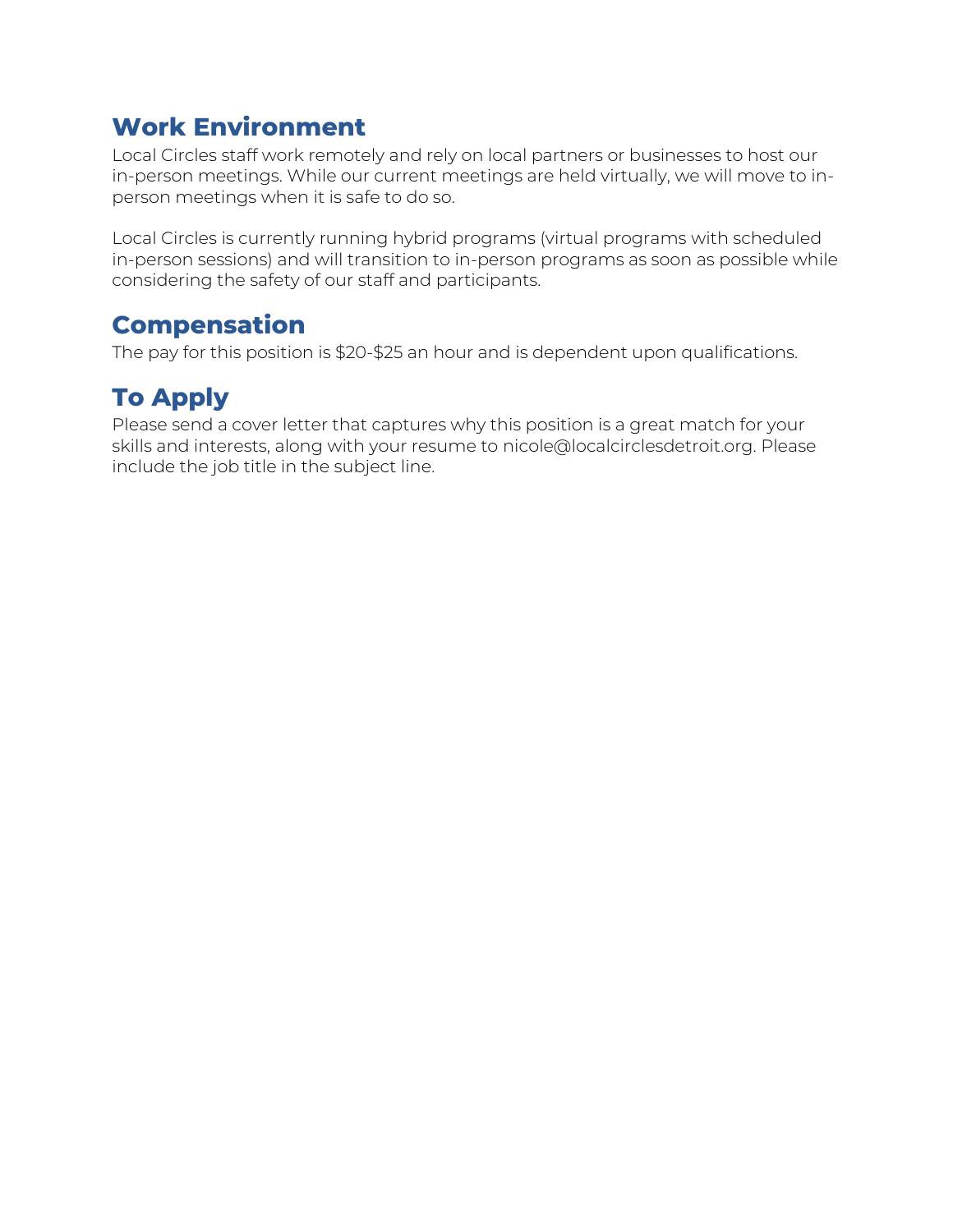## Work Environment

Local Circles staff work remotely and rely on local partners or businesses to host our in-person meetings. While our current meetings are held virtually, we will move to in-person meetings when it is safe to do so.

Local Circles is currently running hybrid programs (virtual programs with scheduled in-person sessions) and will transition to in-person programs as soon as possible while considering the safety of our staff and participants.

## Compensation

The pay for this position is $20-$25 an hour and is dependent upon qualifications.

## To Apply

Please send a cover letter that captures why this position is a great match for your skills and interests, along with your resume to nicole@localcirclesdetroit.org. Please include the job title in the subject line.